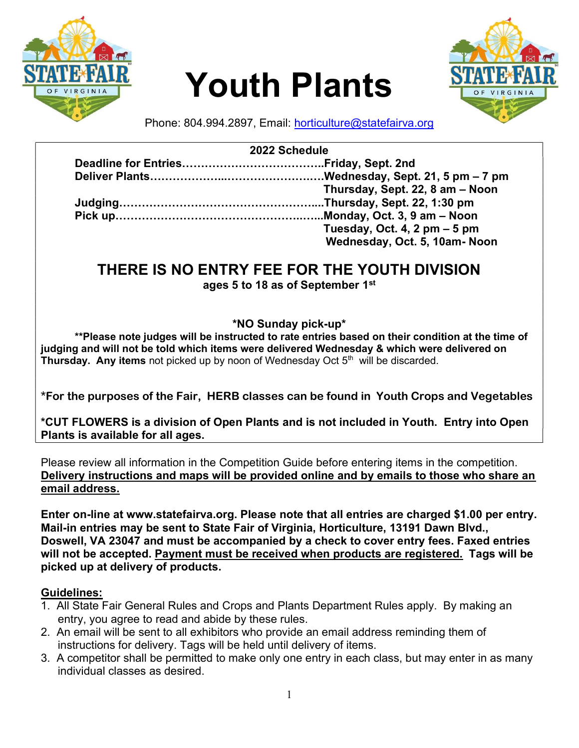# Youth Plants

Phone: 804.994.2897, Email: horticulture@statefairva.org

**2022 Schedule**

| | |
|---|---|
| **Deadline for Entries** | **Friday, Sept. 2nd** |
| **Deliver Plants** | **Wednesday, Sept. 21, 5 pm – 7 pm** |
| | **Thursday, Sept. 22, 8 am – Noon** |
| **Judging** | **Thursday, Sept. 22, 1:30 pm** |
| **Pick up** | **Monday, Oct. 3, 9 am – Noon** |
| | **Tuesday, Oct. 4, 2 pm – 5 pm** |
| | **Wednesday, Oct. 5, 10am- Noon** |

## THERE IS NO ENTRY FEE FOR THE YOUTH DIVISION

**ages 5 to 18 as of September 1st**

**\*NO Sunday pick-up\***

**\*\*Please note judges will be instructed to rate entries based on their condition at the time of judging and will not be told which items were delivered Wednesday & which were delivered on Thursday. Any items** not picked up by noon of Wednesday Oct 5th will be discarded.

**\*For the purposes of the Fair, HERB classes can be found in Youth Crops and Vegetables**

**\*CUT FLOWERS is a division of Open Plants and is not included in Youth. Entry into Open Plants is available for all ages.**

Please review all information in the Competition Guide before entering items in the competition. **Delivery instructions and maps will be provided online and by emails to those who share an email address.**

**Enter on-line at www.statefairva.org. Please note that all entries are charged $1.00 per entry. Mail-in entries may be sent to State Fair of Virginia, Horticulture, 13191 Dawn Blvd., Doswell, VA 23047 and must be accompanied by a check to cover entry fees. Faxed entries will not be accepted. Payment must be received when products are registered. Tags will be picked up at delivery of products.**

**Guidelines:**

1. All State Fair General Rules and Crops and Plants Department Rules apply. By making an entry, you agree to read and abide by these rules.
2. An email will be sent to all exhibitors who provide an email address reminding them of instructions for delivery. Tags will be held until delivery of items.
3. A competitor shall be permitted to make only one entry in each class, but may enter in as many individual classes as desired.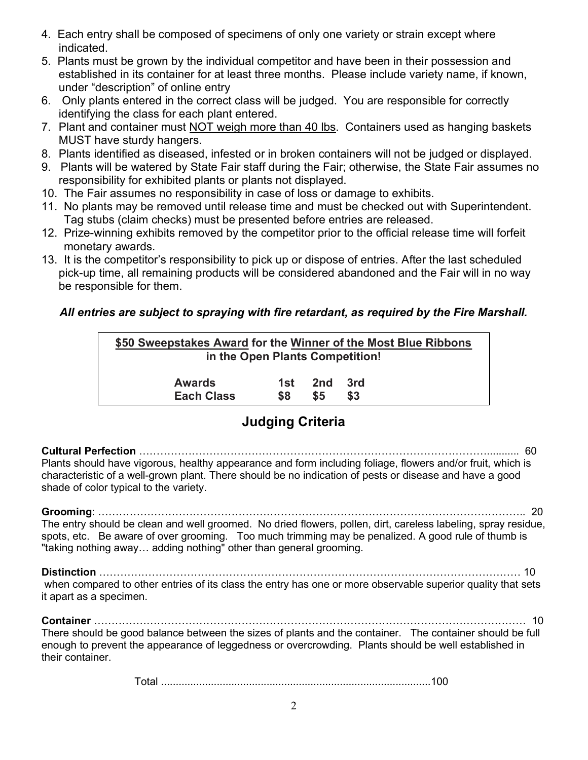4. Each entry shall be composed of specimens of only one variety or strain except where indicated.
5. Plants must be grown by the individual competitor and have been in their possession and established in its container for at least three months. Please include variety name, if known, under "description" of online entry
6. Only plants entered in the correct class will be judged. You are responsible for correctly identifying the class for each plant entered.
7. Plant and container must NOT weigh more than 40 lbs. Containers used as hanging baskets MUST have sturdy hangers.
8. Plants identified as diseased, infested or in broken containers will not be judged or displayed.
9. Plants will be watered by State Fair staff during the Fair; otherwise, the State Fair assumes no responsibility for exhibited plants or plants not displayed.
10. The Fair assumes no responsibility in case of loss or damage to exhibits.
11. No plants may be removed until release time and must be checked out with Superintendent. Tag stubs (claim checks) must be presented before entries are released.
12. Prize-winning exhibits removed by the competitor prior to the official release time will forfeit monetary awards.
13. It is the competitor's responsibility to pick up or dispose of entries. After the last scheduled pick-up time, all remaining products will be considered abandoned and the Fair will in no way be responsible for them.

***All entries are subject to spraying with fire retardant, as required by the Fire Marshall.***

**$50 Sweepstakes Award for the Winner of the Most Blue Ribbons in the Open Plants Competition!**

| Awards | 1st | 2nd | 3rd |
|---|---|---|---|
| Each Class | $8 | $5 | $3 |

## Judging Criteria

**Cultural Perfection** ........................................................................................ 60
Plants should have vigorous, healthy appearance and form including foliage, flowers and/or fruit, which is characteristic of a well-grown plant. There should be no indication of pests or disease and have a good shade of color typical to the variety.

**Grooming**: ........................................................................................ 20
The entry should be clean and well groomed. No dried flowers, pollen, dirt, careless labeling, spray residue, spots, etc. Be aware of over grooming. Too much trimming may be penalized. A good rule of thumb is "taking nothing away… adding nothing" other than general grooming.

**Distinction** ........................................................................................ 10
when compared to other entries of its class the entry has one or more observable superior quality that sets it apart as a specimen.

**Container** ........................................................................................ 10
There should be good balance between the sizes of plants and the container. The container should be full enough to prevent the appearance of leggedness or overcrowding. Plants should be well established in their container.

Total ........................................................................................100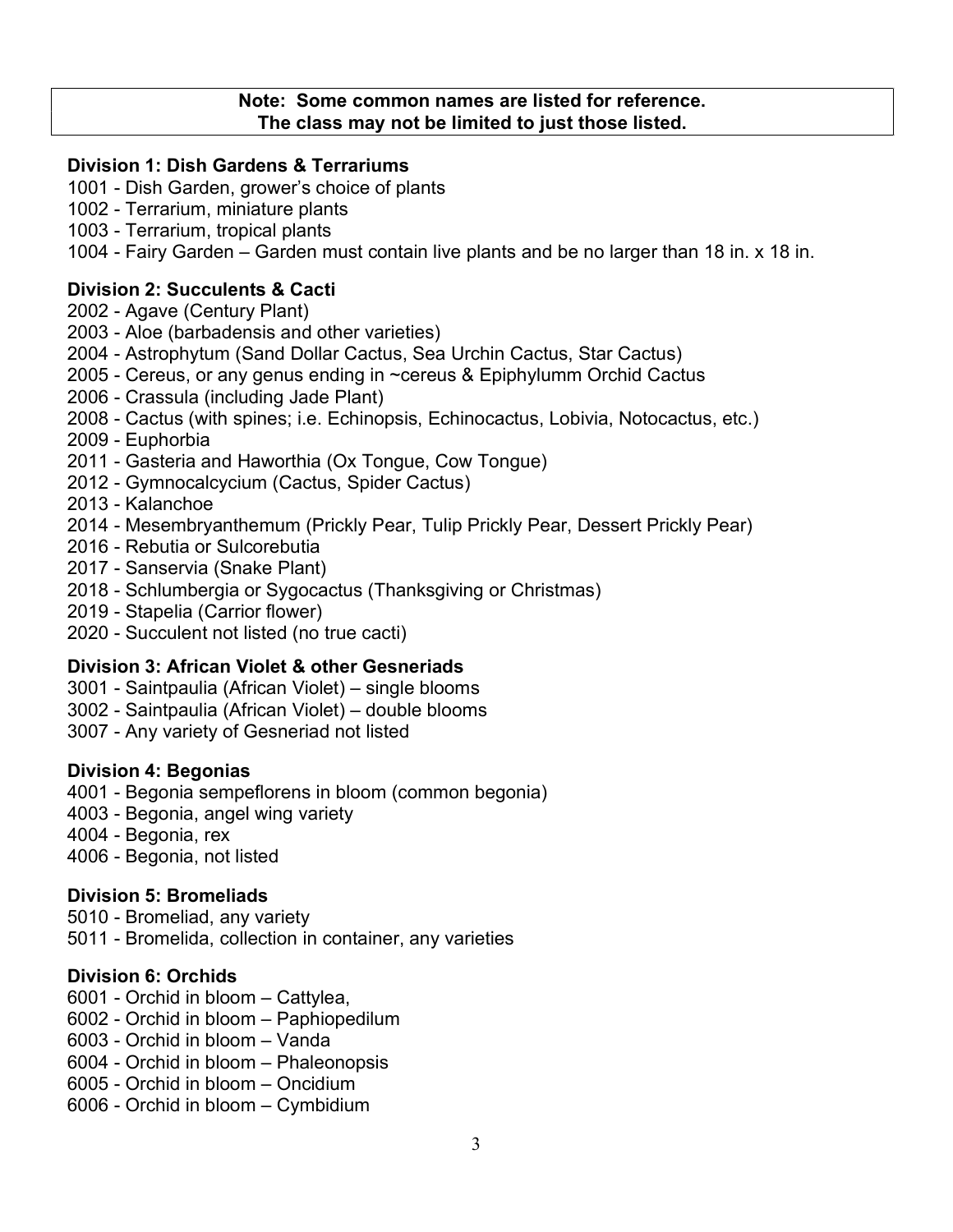**Note: Some common names are listed for reference.**
**The class may not be limited to just those listed.**

### Division 1: Dish Gardens & Terrariums

1001 - Dish Garden, grower's choice of plants
1002 - Terrarium, miniature plants
1003 - Terrarium, tropical plants
1004 - Fairy Garden – Garden must contain live plants and be no larger than 18 in. x 18 in.

### Division 2: Succulents & Cacti

2002 - Agave (Century Plant)
2003 - Aloe (barbadensis and other varieties)
2004 - Astrophytum (Sand Dollar Cactus, Sea Urchin Cactus, Star Cactus)
2005 - Cereus, or any genus ending in ~cereus & Epiphylumm Orchid Cactus
2006 - Crassula (including Jade Plant)
2008 - Cactus (with spines; i.e. Echinopsis, Echinocactus, Lobivia, Notocactus, etc.)
2009 - Euphorbia
2011 - Gasteria and Haworthia (Ox Tongue, Cow Tongue)
2012 - Gymnocalcycium (Cactus, Spider Cactus)
2013 - Kalanchoe
2014 - Mesembryanthemum (Prickly Pear, Tulip Prickly Pear, Dessert Prickly Pear)
2016 - Rebutia or Sulcorebutia
2017 - Sanservia (Snake Plant)
2018 - Schlumbergia or Sygocactus (Thanksgiving or Christmas)
2019 - Stapelia (Carrior flower)
2020 - Succulent not listed (no true cacti)

### Division 3: African Violet & other Gesneriads

3001 - Saintpaulia (African Violet) – single blooms
3002 - Saintpaulia (African Violet) – double blooms
3007 - Any variety of Gesneriad not listed

### Division 4: Begonias

4001 - Begonia sempeflorens in bloom (common begonia)
4003 - Begonia, angel wing variety
4004 - Begonia, rex
4006 - Begonia, not listed

### Division 5: Bromeliads

5010 - Bromeliad, any variety
5011 - Bromelida, collection in container, any varieties

### Division 6: Orchids

6001 - Orchid in bloom – Cattylea,
6002 - Orchid in bloom – Paphiopedilum
6003 - Orchid in bloom – Vanda
6004 - Orchid in bloom – Phaleonopsis
6005 - Orchid in bloom – Oncidium
6006 - Orchid in bloom – Cymbidium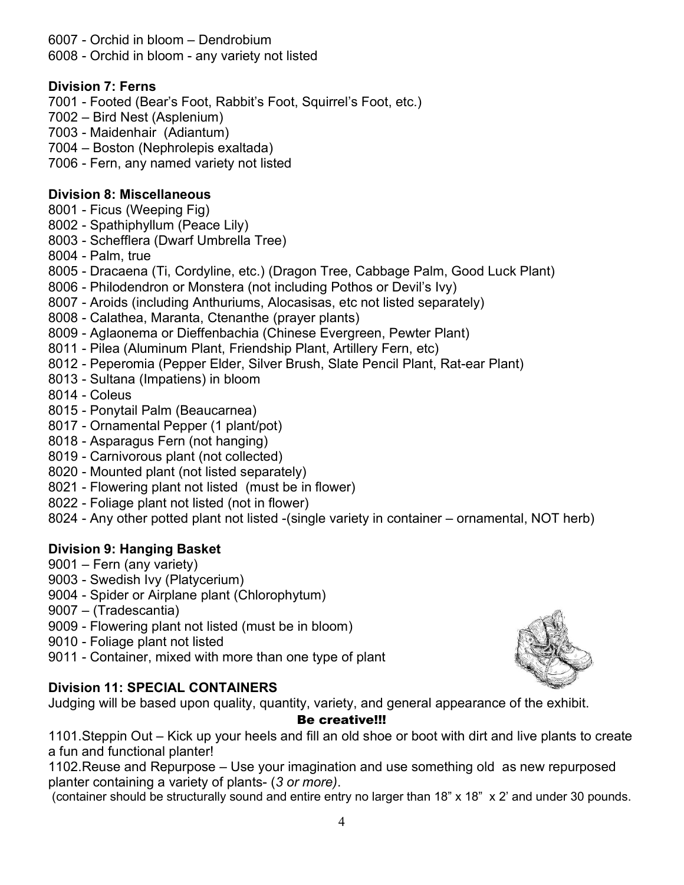6007 - Orchid in bloom – Dendrobium
6008 - Orchid in bloom - any variety not listed

### Division 7: Ferns

7001 - Footed (Bear's Foot, Rabbit's Foot, Squirrel's Foot, etc.)
7002 – Bird Nest (Asplenium)
7003 - Maidenhair (Adiantum)
7004 – Boston (Nephrolepis exaltada)
7006 - Fern, any named variety not listed

### Division 8: Miscellaneous

8001 - Ficus (Weeping Fig)
8002 - Spathiphyllum (Peace Lily)
8003 - Schefflera (Dwarf Umbrella Tree)
8004 - Palm, true
8005 - Dracaena (Ti, Cordyline, etc.) (Dragon Tree, Cabbage Palm, Good Luck Plant)
8006 - Philodendron or Monstera (not including Pothos or Devil's Ivy)
8007 - Aroids (including Anthuriums, Alocasisas, etc not listed separately)
8008 - Calathea, Maranta, Ctenanthe (prayer plants)
8009 - Aglaonema or Dieffenbachia (Chinese Evergreen, Pewter Plant)
8011 - Pilea (Aluminum Plant, Friendship Plant, Artillery Fern, etc)
8012 - Peperomia (Pepper Elder, Silver Brush, Slate Pencil Plant, Rat-ear Plant)
8013 - Sultana (Impatiens) in bloom
8014 - Coleus
8015 - Ponytail Palm (Beaucarnea)
8017 - Ornamental Pepper (1 plant/pot)
8018 - Asparagus Fern (not hanging)
8019 - Carnivorous plant (not collected)
8020 - Mounted plant (not listed separately)
8021 - Flowering plant not listed (must be in flower)
8022 - Foliage plant not listed (not in flower)
8024 - Any other potted plant not listed -(single variety in container – ornamental, NOT herb)

### Division 9: Hanging Basket

9001 – Fern (any variety)
9003 - Swedish Ivy (Platycerium)
9004 - Spider or Airplane plant (Chlorophytum)
9007 – (Tradescantia)
9009 - Flowering plant not listed (must be in bloom)
9010 - Foliage plant not listed
9011 - Container, mixed with more than one type of plant

### Division 11: SPECIAL CONTAINERS

Judging will be based upon quality, quantity, variety, and general appearance of the exhibit.

**Be creative!!!**

1101.Steppin Out – Kick up your heels and fill an old shoe or boot with dirt and live plants to create a fun and functional planter!

1102.Reuse and Repurpose – Use your imagination and use something old as new repurposed planter containing a variety of plants- (*3 or more)*.

(container should be structurally sound and entire entry no larger than 18" x 18" x 2' and under 30 pounds.